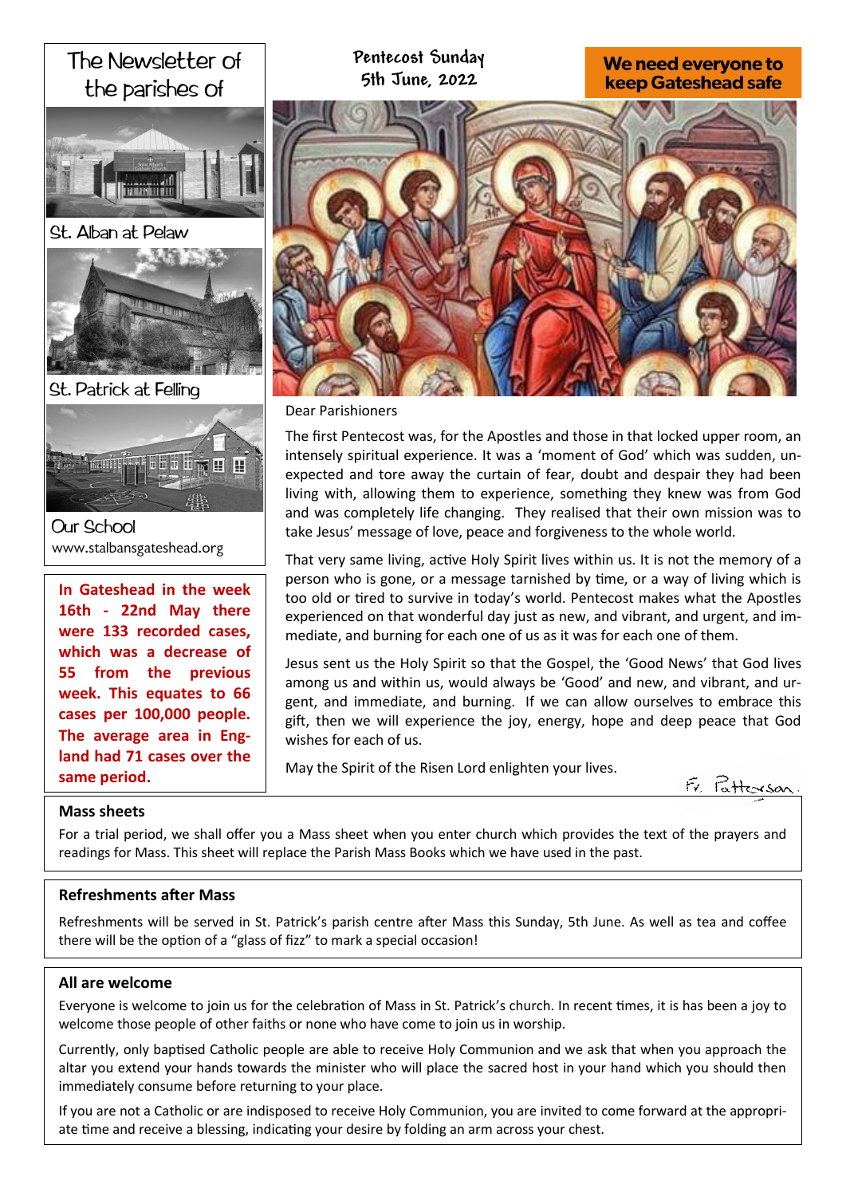# The Newsletter of the parishes of

St. Alban at Pelaw

St. Patrick at Felling

Our School

www.stalbansgateshead.org

**In Gateshead in the week 16th - 22nd May there were 133 recorded cases, which was a decrease of 55 from the previous week. This equates to 66 cases per 100,000 people. The average area in England had 71 cases over the same period.**

## Pentecost Sunday
## 5th June, 2022

**We need everyone to keep Gateshead safe**

Dear Parishioners

The first Pentecost was, for the Apostles and those in that locked upper room, an intensely spiritual experience. It was a 'moment of God' which was sudden, unexpected and tore away the curtain of fear, doubt and despair they had been living with, allowing them to experience, something they knew was from God and was completely life changing. They realised that their own mission was to take Jesus' message of love, peace and forgiveness to the whole world.

That very same living, active Holy Spirit lives within us. It is not the memory of a person who is gone, or a message tarnished by time, or a way of living which is too old or tired to survive in today's world. Pentecost makes what the Apostles experienced on that wonderful day just as new, and vibrant, and urgent, and immediate, and burning for each one of us as it was for each one of them.

Jesus sent us the Holy Spirit so that the Gospel, the 'Good News' that God lives among us and within us, would always be 'Good' and new, and vibrant, and urgent, and immediate, and burning. If we can allow ourselves to embrace this gift, then we will experience the joy, energy, hope and deep peace that God wishes for each of us.

May the Spirit of the Risen Lord enlighten your lives.

Fr. Patterson.

### Mass sheets

For a trial period, we shall offer you a Mass sheet when you enter church which provides the text of the prayers and readings for Mass. This sheet will replace the Parish Mass Books which we have used in the past.

### Refreshments after Mass

Refreshments will be served in St. Patrick's parish centre after Mass this Sunday, 5th June. As well as tea and coffee there will be the option of a "glass of fizz" to mark a special occasion!

### All are welcome

Everyone is welcome to join us for the celebration of Mass in St. Patrick's church. In recent times, it is has been a joy to welcome those people of other faiths or none who have come to join us in worship.

Currently, only baptised Catholic people are able to receive Holy Communion and we ask that when you approach the altar you extend your hands towards the minister who will place the sacred host in your hand which you should then immediately consume before returning to your place.

If you are not a Catholic or are indisposed to receive Holy Communion, you are invited to come forward at the appropriate time and receive a blessing, indicating your desire by folding an arm across your chest.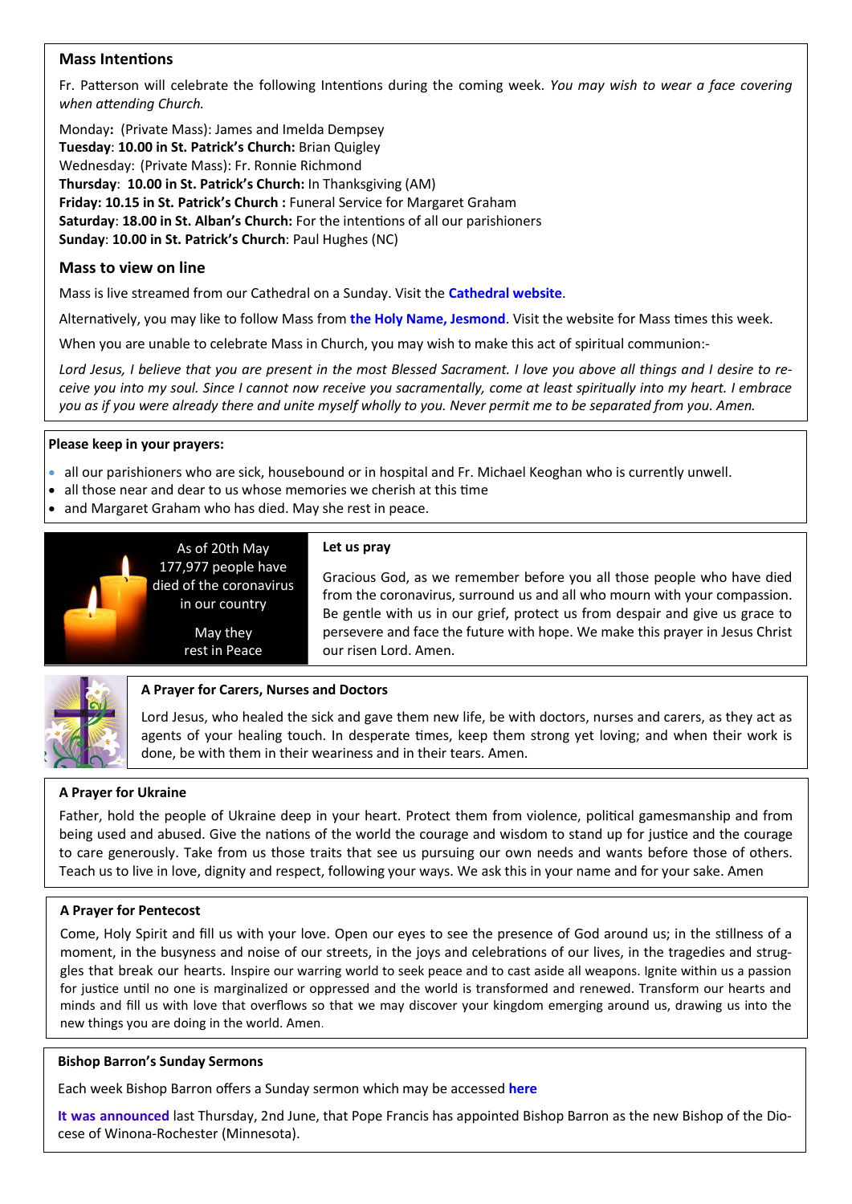## Mass Intentions

Fr. Patterson will celebrate the following Intentions during the coming week. *You may wish to wear a face covering when attending Church.*

Monday**:** (Private Mass): James and Imelda Dempsey
**Tuesday**: **10.00 in St. Patrick's Church:** Brian Quigley
Wednesday: (Private Mass): Fr. Ronnie Richmond
**Thursday**: **10.00 in St. Patrick's Church:** In Thanksgiving (AM)
**Friday: 10.15 in St. Patrick's Church :** Funeral Service for Margaret Graham
**Saturday**: **18.00 in St. Alban's Church:** For the intentions of all our parishioners
**Sunday**: **10.00 in St. Patrick's Church**: Paul Hughes (NC)

## Mass to view on line

Mass is live streamed from our Cathedral on a Sunday. Visit the **Cathedral website**.

Alternatively, you may like to follow Mass from **the Holy Name, Jesmond**. Visit the website for Mass times this week.

When you are unable to celebrate Mass in Church, you may wish to make this act of spiritual communion:-

*Lord Jesus, I believe that you are present in the most Blessed Sacrament. I love you above all things and I desire to receive you into my soul. Since I cannot now receive you sacramentally, come at least spiritually into my heart. I embrace you as if you were already there and unite myself wholly to you. Never permit me to be separated from you. Amen.*

**Please keep in your prayers:**

- all our parishioners who are sick, housebound or in hospital and Fr. Michael Keoghan who is currently unwell.
- all those near and dear to us whose memories we cherish at this time
- and Margaret Graham who has died. May she rest in peace.

As of 20th May 177,977 people have died of the coronavirus in our country

May they rest in Peace

**Let us pray**

Gracious God, as we remember before you all those people who have died from the coronavirus, surround us and all who mourn with your compassion. Be gentle with us in our grief, protect us from despair and give us grace to persevere and face the future with hope. We make this prayer in Jesus Christ our risen Lord. Amen.

**A Prayer for Carers, Nurses and Doctors**

Lord Jesus, who healed the sick and gave them new life, be with doctors, nurses and carers, as they act as agents of your healing touch. In desperate times, keep them strong yet loving; and when their work is done, be with them in their weariness and in their tears. Amen.

**A Prayer for Ukraine**

Father, hold the people of Ukraine deep in your heart. Protect them from violence, political gamesmanship and from being used and abused. Give the nations of the world the courage and wisdom to stand up for justice and the courage to care generously. Take from us those traits that see us pursuing our own needs and wants before those of others. Teach us to live in love, dignity and respect, following your ways. We ask this in your name and for your sake. Amen

**A Prayer for Pentecost**

Come, Holy Spirit and fill us with your love. Open our eyes to see the presence of God around us; in the stillness of a moment, in the busyness and noise of our streets, in the joys and celebrations of our lives, in the tragedies and struggles that break our hearts. Inspire our warring world to seek peace and to cast aside all weapons. Ignite within us a passion for justice until no one is marginalized or oppressed and the world is transformed and renewed. Transform our hearts and minds and fill us with love that overflows so that we may discover your kingdom emerging around us, drawing us into the new things you are doing in the world. Amen.

**Bishop Barron's Sunday Sermons**

Each week Bishop Barron offers a Sunday sermon which may be accessed **here**

**It was announced** last Thursday, 2nd June, that Pope Francis has appointed Bishop Barron as the new Bishop of the Diocese of Winona-Rochester (Minnesota).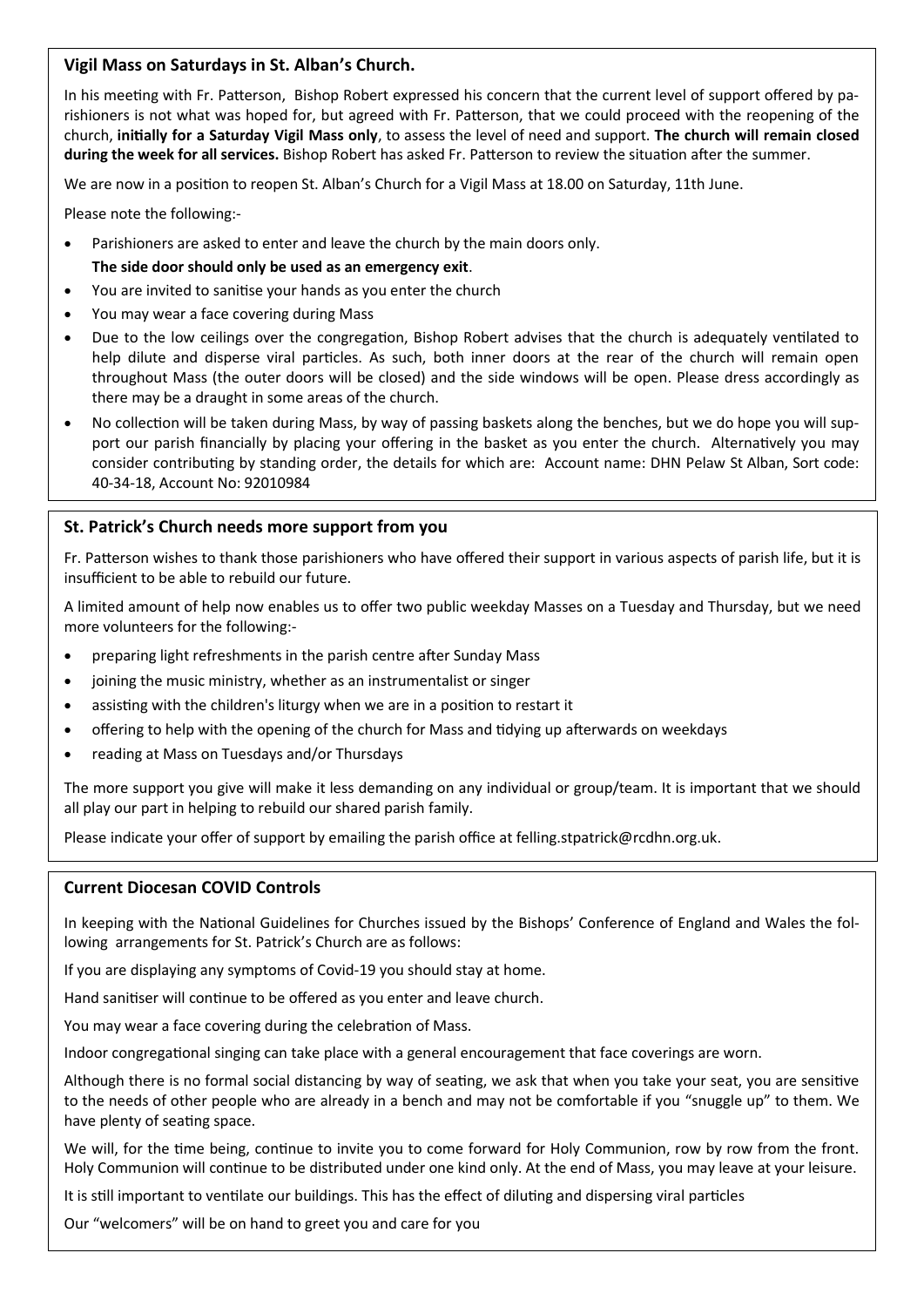## Vigil Mass on Saturdays in St. Alban's Church.

In his meeting with Fr. Patterson, Bishop Robert expressed his concern that the current level of support offered by parishioners is not what was hoped for, but agreed with Fr. Patterson, that we could proceed with the reopening of the church, **initially for a Saturday Vigil Mass only**, to assess the level of need and support. **The church will remain closed during the week for all services.** Bishop Robert has asked Fr. Patterson to review the situation after the summer.

We are now in a position to reopen St. Alban's Church for a Vigil Mass at 18.00 on Saturday, 11th June.

Please note the following:-

- Parishioners are asked to enter and leave the church by the main doors only.
  **The side door should only be used as an emergency exit**.
- You are invited to sanitise your hands as you enter the church
- You may wear a face covering during Mass
- Due to the low ceilings over the congregation, Bishop Robert advises that the church is adequately ventilated to help dilute and disperse viral particles. As such, both inner doors at the rear of the church will remain open throughout Mass (the outer doors will be closed) and the side windows will be open. Please dress accordingly as there may be a draught in some areas of the church.
- No collection will be taken during Mass, by way of passing baskets along the benches, but we do hope you will support our parish financially by placing your offering in the basket as you enter the church. Alternatively you may consider contributing by standing order, the details for which are: Account name: DHN Pelaw St Alban, Sort code: 40-34-18, Account No: 92010984

## St. Patrick's Church needs more support from you

Fr. Patterson wishes to thank those parishioners who have offered their support in various aspects of parish life, but it is insufficient to be able to rebuild our future.

A limited amount of help now enables us to offer two public weekday Masses on a Tuesday and Thursday, but we need more volunteers for the following:-

- preparing light refreshments in the parish centre after Sunday Mass
- joining the music ministry, whether as an instrumentalist or singer
- assisting with the children's liturgy when we are in a position to restart it
- offering to help with the opening of the church for Mass and tidying up afterwards on weekdays
- reading at Mass on Tuesdays and/or Thursdays

The more support you give will make it less demanding on any individual or group/team. It is important that we should all play our part in helping to rebuild our shared parish family.

Please indicate your offer of support by emailing the parish office at felling.stpatrick@rcdhn.org.uk.

## Current Diocesan COVID Controls

In keeping with the National Guidelines for Churches issued by the Bishops' Conference of England and Wales the following arrangements for St. Patrick's Church are as follows:

If you are displaying any symptoms of Covid-19 you should stay at home.

Hand sanitiser will continue to be offered as you enter and leave church.

You may wear a face covering during the celebration of Mass.

Indoor congregational singing can take place with a general encouragement that face coverings are worn.

Although there is no formal social distancing by way of seating, we ask that when you take your seat, you are sensitive to the needs of other people who are already in a bench and may not be comfortable if you "snuggle up" to them. We have plenty of seating space.

We will, for the time being, continue to invite you to come forward for Holy Communion, row by row from the front. Holy Communion will continue to be distributed under one kind only. At the end of Mass, you may leave at your leisure.

It is still important to ventilate our buildings. This has the effect of diluting and dispersing viral particles

Our "welcomers" will be on hand to greet you and care for you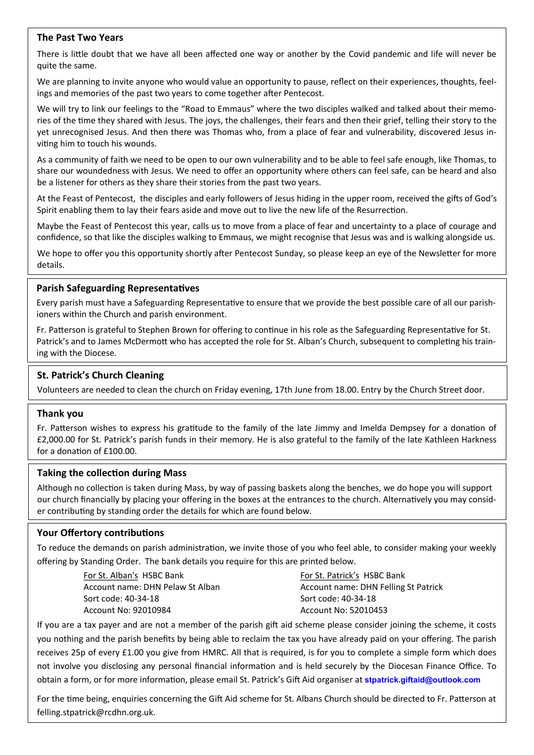## The Past Two Years

There is little doubt that we have all been affected one way or another by the Covid pandemic and life will never be quite the same.

We are planning to invite anyone who would value an opportunity to pause, reflect on their experiences, thoughts, feelings and memories of the past two years to come together after Pentecost.

We will try to link our feelings to the "Road to Emmaus" where the two disciples walked and talked about their memories of the time they shared with Jesus. The joys, the challenges, their fears and then their grief, telling their story to the yet unrecognised Jesus. And then there was Thomas who, from a place of fear and vulnerability, discovered Jesus inviting him to touch his wounds.

As a community of faith we need to be open to our own vulnerability and to be able to feel safe enough, like Thomas, to share our woundedness with Jesus. We need to offer an opportunity where others can feel safe, can be heard and also be a listener for others as they share their stories from the past two years.

At the Feast of Pentecost, the disciples and early followers of Jesus hiding in the upper room, received the gifts of God's Spirit enabling them to lay their fears aside and move out to live the new life of the Resurrection.

Maybe the Feast of Pentecost this year, calls us to move from a place of fear and uncertainty to a place of courage and confidence, so that like the disciples walking to Emmaus, we might recognise that Jesus was and is walking alongside us.

We hope to offer you this opportunity shortly after Pentecost Sunday, so please keep an eye of the Newsletter for more details.

## Parish Safeguarding Representatives

Every parish must have a Safeguarding Representative to ensure that we provide the best possible care of all our parishioners within the Church and parish environment.

Fr. Patterson is grateful to Stephen Brown for offering to continue in his role as the Safeguarding Representative for St. Patrick's and to James McDermott who has accepted the role for St. Alban's Church, subsequent to completing his training with the Diocese.

## St. Patrick's Church Cleaning

Volunteers are needed to clean the church on Friday evening, 17th June from 18.00. Entry by the Church Street door.

## Thank you

Fr. Patterson wishes to express his gratitude to the family of the late Jimmy and Imelda Dempsey for a donation of £2,000.00 for St. Patrick's parish funds in their memory. He is also grateful to the family of the late Kathleen Harkness for a donation of £100.00.

## Taking the collection during Mass

Although no collection is taken during Mass, by way of passing baskets along the benches, we do hope you will support our church financially by placing your offering in the boxes at the entrances to the church. Alternatively you may consider contributing by standing order the details for which are found below.

## Your Offertory contributions

To reduce the demands on parish administration, we invite those of you who feel able, to consider making your weekly offering by Standing Order. The bank details you require for this are printed below.

For St. Alban's HSBC Bank
Account name: DHN Pelaw St Alban
Sort code: 40-34-18
Account No: 92010984

For St. Patrick's HSBC Bank
Account name: DHN Felling St Patrick
Sort code: 40-34-18
Account No: 52010453

If you are a tax payer and are not a member of the parish gift aid scheme please consider joining the scheme, it costs you nothing and the parish benefits by being able to reclaim the tax you have already paid on your offering. The parish receives 25p of every £1.00 you give from HMRC. All that is required, is for you to complete a simple form which does not involve you disclosing any personal financial information and is held securely by the Diocesan Finance Office. To obtain a form, or for more information, please email St. Patrick's Gift Aid organiser at **stpatrick.giftaid@outlook.com**

For the time being, enquiries concerning the Gift Aid scheme for St. Albans Church should be directed to Fr. Patterson at felling.stpatrick@rcdhn.org.uk.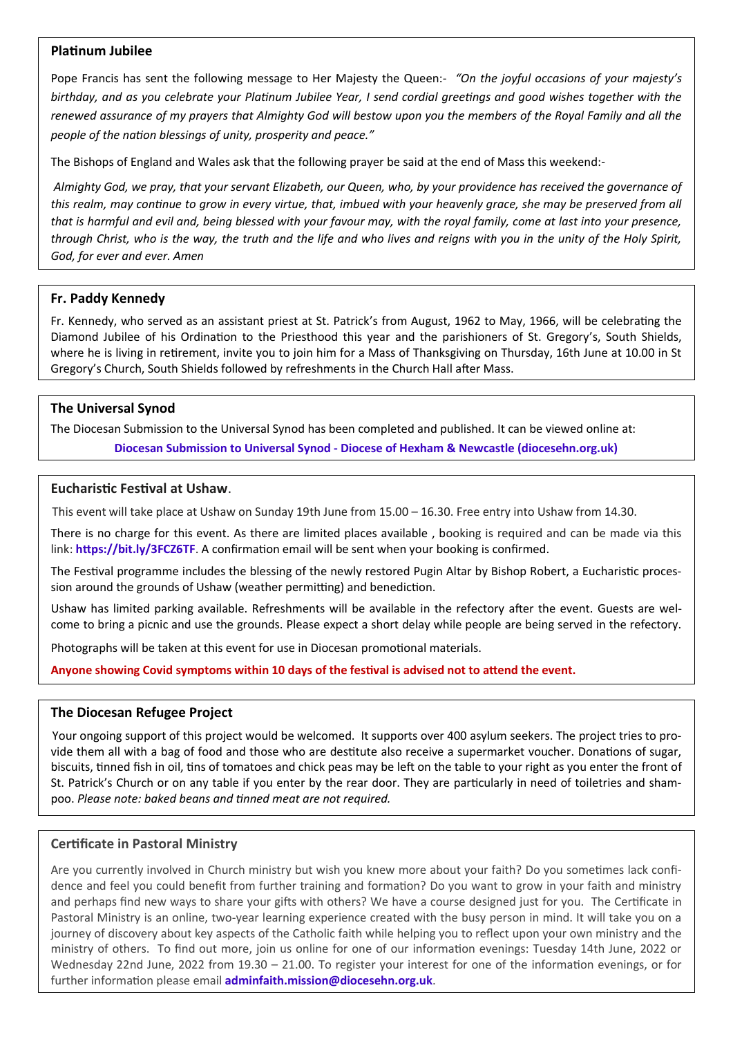## Platinum Jubilee

Pope Francis has sent the following message to Her Majesty the Queen:- *"On the joyful occasions of your majesty's birthday, and as you celebrate your Platinum Jubilee Year, I send cordial greetings and good wishes together with the renewed assurance of my prayers that Almighty God will bestow upon you the members of the Royal Family and all the people of the nation blessings of unity, prosperity and peace."*

The Bishops of England and Wales ask that the following prayer be said at the end of Mass this weekend:-

*Almighty God, we pray, that your servant Elizabeth, our Queen, who, by your providence has received the governance of this realm, may continue to grow in every virtue, that, imbued with your heavenly grace, she may be preserved from all that is harmful and evil and, being blessed with your favour may, with the royal family, come at last into your presence, through Christ, who is the way, the truth and the life and who lives and reigns with you in the unity of the Holy Spirit, God, for ever and ever. Amen*

## Fr. Paddy Kennedy

Fr. Kennedy, who served as an assistant priest at St. Patrick's from August, 1962 to May, 1966, will be celebrating the Diamond Jubilee of his Ordination to the Priesthood this year and the parishioners of St. Gregory's, South Shields, where he is living in retirement, invite you to join him for a Mass of Thanksgiving on Thursday, 16th June at 10.00 in St Gregory's Church, South Shields followed by refreshments in the Church Hall after Mass.

## The Universal Synod

The Diocesan Submission to the Universal Synod has been completed and published. It can be viewed online at:

**Diocesan Submission to Universal Synod - Diocese of Hexham & Newcastle (diocesehn.org.uk)**

## Eucharistic Festival at Ushaw.

This event will take place at Ushaw on Sunday 19th June from 15.00 – 16.30. Free entry into Ushaw from 14.30.

There is no charge for this event. As there are limited places available , booking is required and can be made via this link: **https://bit.ly/3FCZ6TF**. A confirmation email will be sent when your booking is confirmed.

The Festival programme includes the blessing of the newly restored Pugin Altar by Bishop Robert, a Eucharistic procession around the grounds of Ushaw (weather permitting) and benediction.

Ushaw has limited parking available. Refreshments will be available in the refectory after the event. Guests are welcome to bring a picnic and use the grounds. Please expect a short delay while people are being served in the refectory.

Photographs will be taken at this event for use in Diocesan promotional materials.

**Anyone showing Covid symptoms within 10 days of the festival is advised not to attend the event.**

## The Diocesan Refugee Project

Your ongoing support of this project would be welcomed. It supports over 400 asylum seekers. The project tries to provide them all with a bag of food and those who are destitute also receive a supermarket voucher. Donations of sugar, biscuits, tinned fish in oil, tins of tomatoes and chick peas may be left on the table to your right as you enter the front of St. Patrick's Church or on any table if you enter by the rear door. They are particularly in need of toiletries and shampoo. *Please note: baked beans and tinned meat are not required.*

## Certificate in Pastoral Ministry

Are you currently involved in Church ministry but wish you knew more about your faith? Do you sometimes lack confidence and feel you could benefit from further training and formation? Do you want to grow in your faith and ministry and perhaps find new ways to share your gifts with others? We have a course designed just for you. The Certificate in Pastoral Ministry is an online, two-year learning experience created with the busy person in mind. It will take you on a journey of discovery about key aspects of the Catholic faith while helping you to reflect upon your own ministry and the ministry of others. To find out more, join us online for one of our information evenings: Tuesday 14th June, 2022 or Wednesday 22nd June, 2022 from 19.30 – 21.00. To register your interest for one of the information evenings, or for further information please email **adminfaith.mission@diocesehn.org.uk**.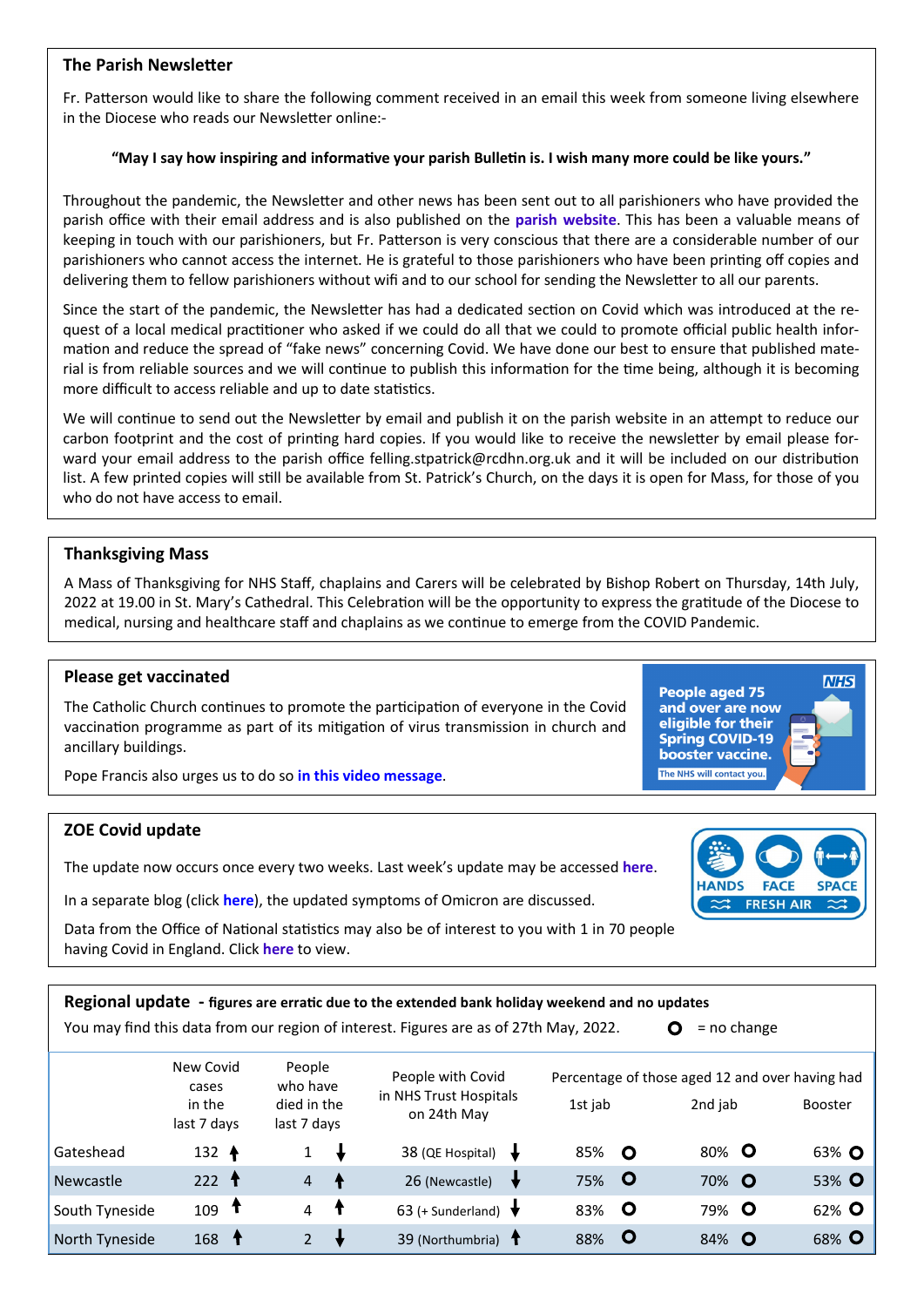## The Parish Newsletter

Fr. Patterson would like to share the following comment received in an email this week from someone living elsewhere in the Diocese who reads our Newsletter online:-

**"May I say how inspiring and informative your parish Bulletin is. I wish many more could be like yours."**

Throughout the pandemic, the Newsletter and other news has been sent out to all parishioners who have provided the parish office with their email address and is also published on the **parish website**. This has been a valuable means of keeping in touch with our parishioners, but Fr. Patterson is very conscious that there are a considerable number of our parishioners who cannot access the internet. He is grateful to those parishioners who have been printing off copies and delivering them to fellow parishioners without wifi and to our school for sending the Newsletter to all our parents.

Since the start of the pandemic, the Newsletter has had a dedicated section on Covid which was introduced at the request of a local medical practitioner who asked if we could do all that we could to promote official public health information and reduce the spread of "fake news" concerning Covid. We have done our best to ensure that published material is from reliable sources and we will continue to publish this information for the time being, although it is becoming more difficult to access reliable and up to date statistics.

We will continue to send out the Newsletter by email and publish it on the parish website in an attempt to reduce our carbon footprint and the cost of printing hard copies. If you would like to receive the newsletter by email please forward your email address to the parish office felling.stpatrick@rcdhn.org.uk and it will be included on our distribution list. A few printed copies will still be available from St. Patrick's Church, on the days it is open for Mass, for those of you who do not have access to email.

## Thanksgiving Mass

A Mass of Thanksgiving for NHS Staff, chaplains and Carers will be celebrated by Bishop Robert on Thursday, 14th July, 2022 at 19.00 in St. Mary's Cathedral. This Celebration will be the opportunity to express the gratitude of the Diocese to medical, nursing and healthcare staff and chaplains as we continue to emerge from the COVID Pandemic.

## Please get vaccinated

The Catholic Church continues to promote the participation of everyone in the Covid vaccination programme as part of its mitigation of virus transmission in church and ancillary buildings.

Pope Francis also urges us to do so **in this video message**.

NHS

People aged 75 and over are now eligible for their Spring COVID-19 booster vaccine.

The NHS will contact you.

## ZOE Covid update

The update now occurs once every two weeks. Last week's update may be accessed **here**.

In a separate blog (click **here**), the updated symptoms of Omicron are discussed.

Data from the Office of National statistics may also be of interest to you with 1 in 70 people having Covid in England. Click **here** to view.

HANDS FACE SPACE FRESH AIR

## Regional update - figures are erratic due to the extended bank holiday weekend and no updates

You may find this data from our region of interest. Figures are as of 27th May, 2022. ○ = no change

| | New Covid cases in the last 7 days | People who have died in the last 7 days | People with Covid in NHS Trust Hospitals on 24th May | Percentage of those aged 12 and over having had 1st jab | 2nd jab | Booster |
|---|---|---|---|---|---|---|
| Gateshead | 132 ↑ | 1 ↓ | 38 (QE Hospital) ↓ | 85% ○ | 80% ○ | 63% ○ |
| Newcastle | 222 ↑ | 4 ↑ | 26 (Newcastle) ↓ | 75% ○ | 70% ○ | 53% ○ |
| South Tyneside | 109 ↑ | 4 ↑ | 63 (+ Sunderland) ↓ | 83% ○ | 79% ○ | 62% ○ |
| North Tyneside | 168 ↑ | 2 ↓ | 39 (Northumbria) ↑ | 88% ○ | 84% ○ | 68% ○ |